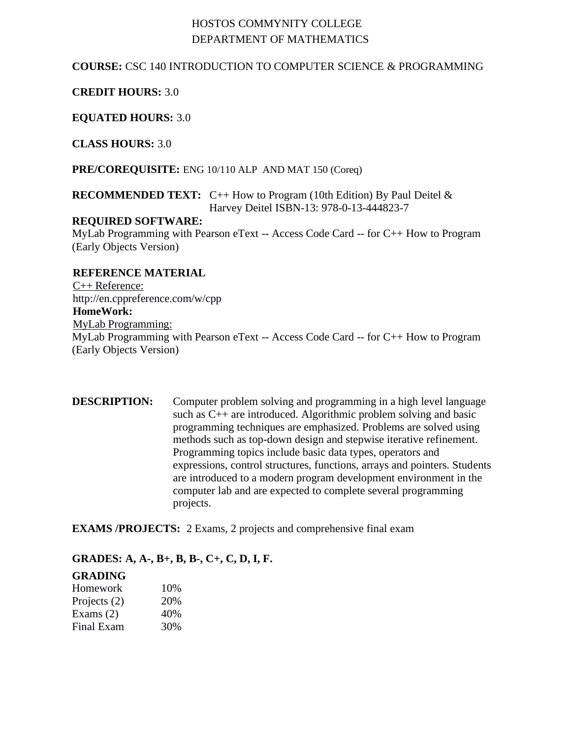HOSTOS COMMYNITY COLLEGE
DEPARTMENT OF MATHEMATICS

**COURSE:** CSC 140 INTRODUCTION TO COMPUTER SCIENCE & PROGRAMMING

**CREDIT HOURS:** 3.0

**EQUATED HOURS:** 3.0

**CLASS HOURS:** 3.0

**PRE/COREQUISITE:** ENG 10/110 ALP AND MAT 150 (Coreq)

**RECOMMENDED TEXT:** C++ How to Program (10th Edition) By Paul Deitel & Harvey Deitel ISBN-13: 978-0-13-444823-7

**REQUIRED SOFTWARE:**
MyLab Programming with Pearson eText -- Access Code Card -- for C++ How to Program (Early Objects Version)

**REFERENCE MATERIAL**
C++ Reference:
http://en.cppreference.com/w/cpp
**HomeWork:**
MyLab Programming:
MyLab Programming with Pearson eText -- Access Code Card -- for C++ How to Program (Early Objects Version)

**DESCRIPTION:** Computer problem solving and programming in a high level language such as C++ are introduced. Algorithmic problem solving and basic programming techniques are emphasized. Problems are solved using methods such as top-down design and stepwise iterative refinement. Programming topics include basic data types, operators and expressions, control structures, functions, arrays and pointers. Students are introduced to a modern program development environment in the computer lab and are expected to complete several programming projects.

**EXAMS /PROJECTS:** 2 Exams, 2 projects and comprehensive final exam

**GRADES: A, A-, B+, B, B-, C+, C, D, I, F.**

**GRADING**

| | |
|---|---|
| Homework | 10% |
| Projects (2) | 20% |
| Exams (2) | 40% |
| Final Exam | 30% |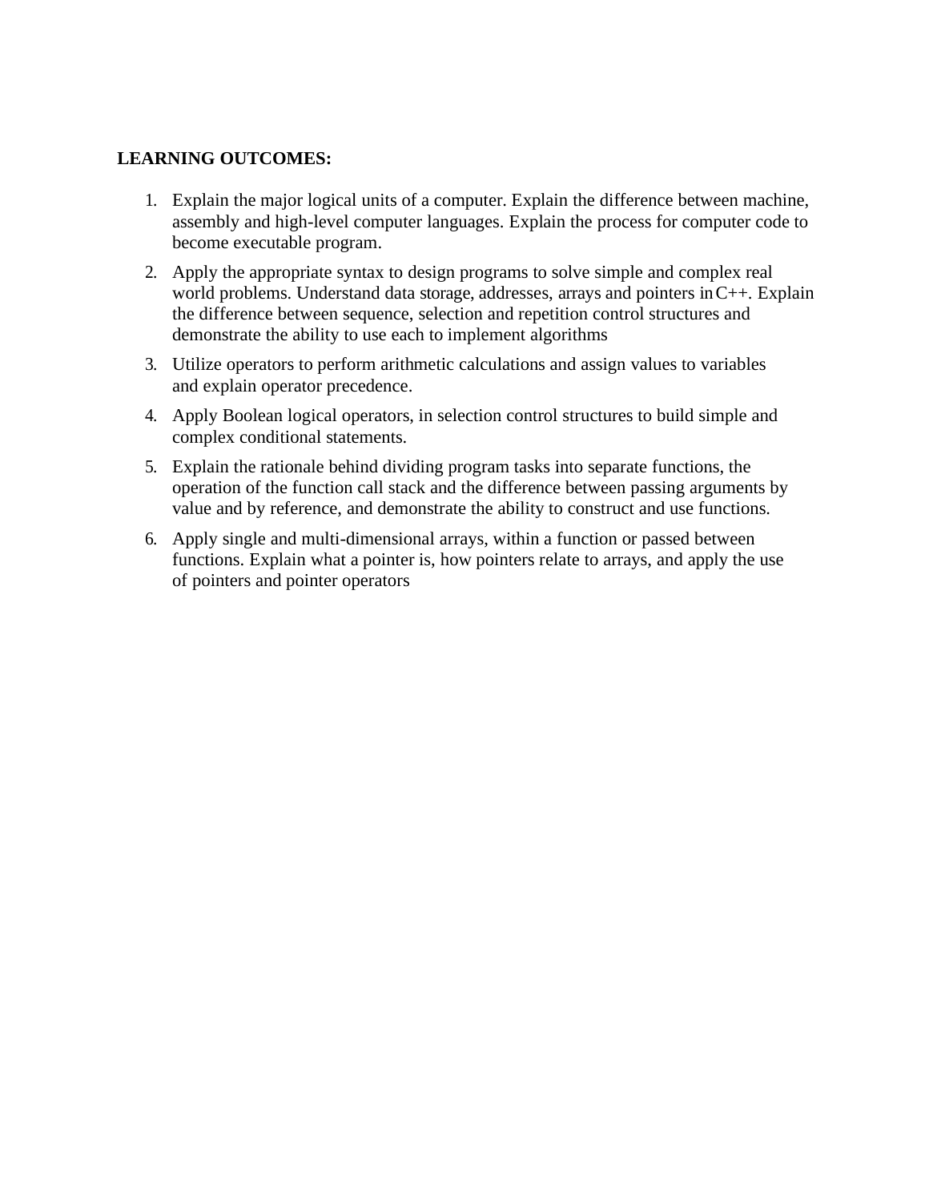**LEARNING OUTCOMES:**

1. Explain the major logical units of a computer. Explain the difference between machine, assembly and high-level computer languages. Explain the process for computer code to become executable program.
2. Apply the appropriate syntax to design programs to solve simple and complex real world problems. Understand data storage, addresses, arrays and pointers in C++. Explain the difference between sequence, selection and repetition control structures and demonstrate the ability to use each to implement algorithms
3. Utilize operators to perform arithmetic calculations and assign values to variables and explain operator precedence.
4. Apply Boolean logical operators, in selection control structures to build simple and complex conditional statements.
5. Explain the rationale behind dividing program tasks into separate functions, the operation of the function call stack and the difference between passing arguments by value and by reference, and demonstrate the ability to construct and use functions.
6. Apply single and multi-dimensional arrays, within a function or passed between functions. Explain what a pointer is, how pointers relate to arrays, and apply the use of pointers and pointer operators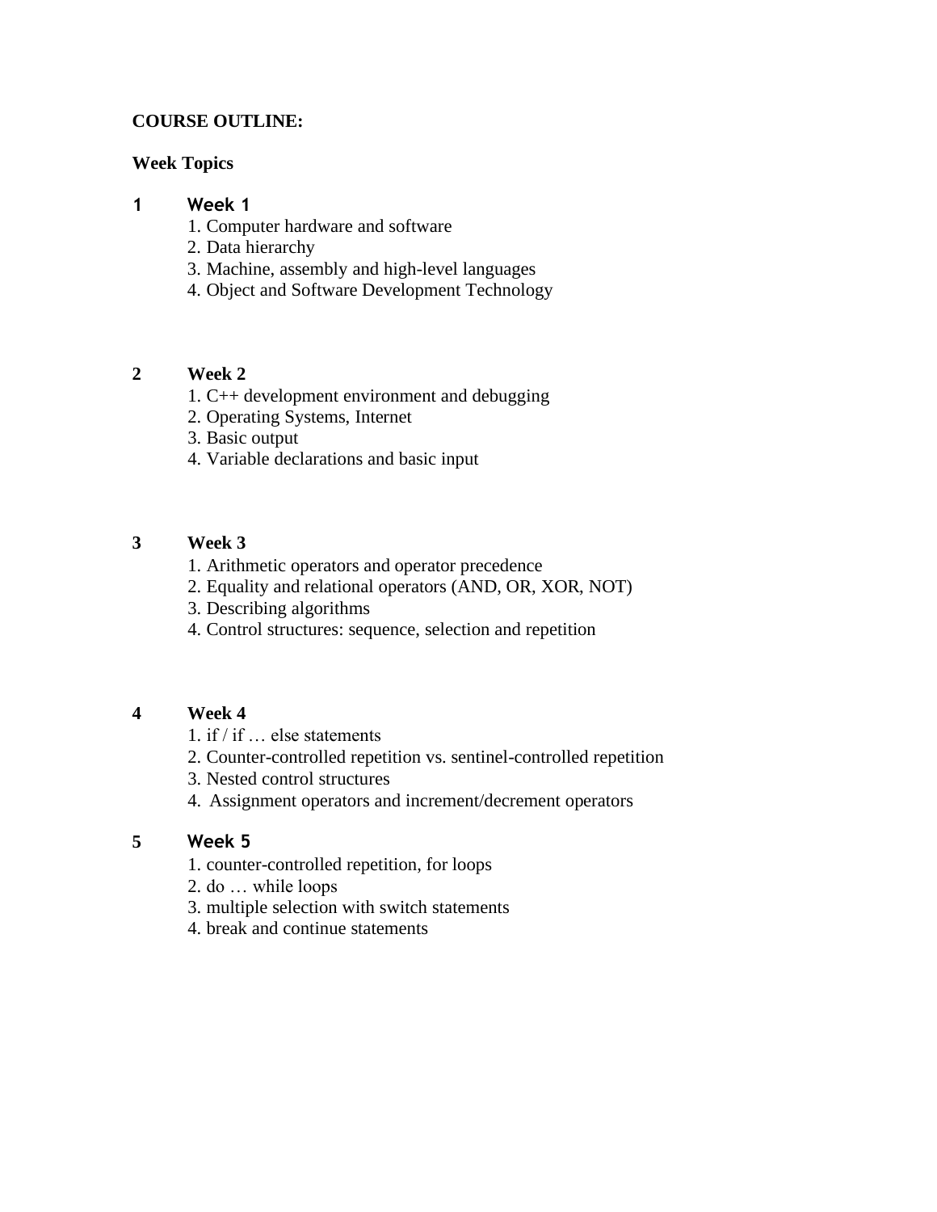**COURSE OUTLINE:**

**Week Topics**

**1 Week 1**

1. Computer hardware and software
2. Data hierarchy
3. Machine, assembly and high-level languages
4. Object and Software Development Technology

**2 Week 2**

1. C++ development environment and debugging
2. Operating Systems, Internet
3. Basic output
4. Variable declarations and basic input

**3 Week 3**

1. Arithmetic operators and operator precedence
2. Equality and relational operators (AND, OR, XOR, NOT)
3. Describing algorithms
4. Control structures: sequence, selection and repetition

**4 Week 4**

1. if / if … else statements
2. Counter-controlled repetition vs. sentinel-controlled repetition
3. Nested control structures
4. Assignment operators and increment/decrement operators

**5 Week 5**

1. counter-controlled repetition, for loops
2. do … while loops
3. multiple selection with switch statements
4. break and continue statements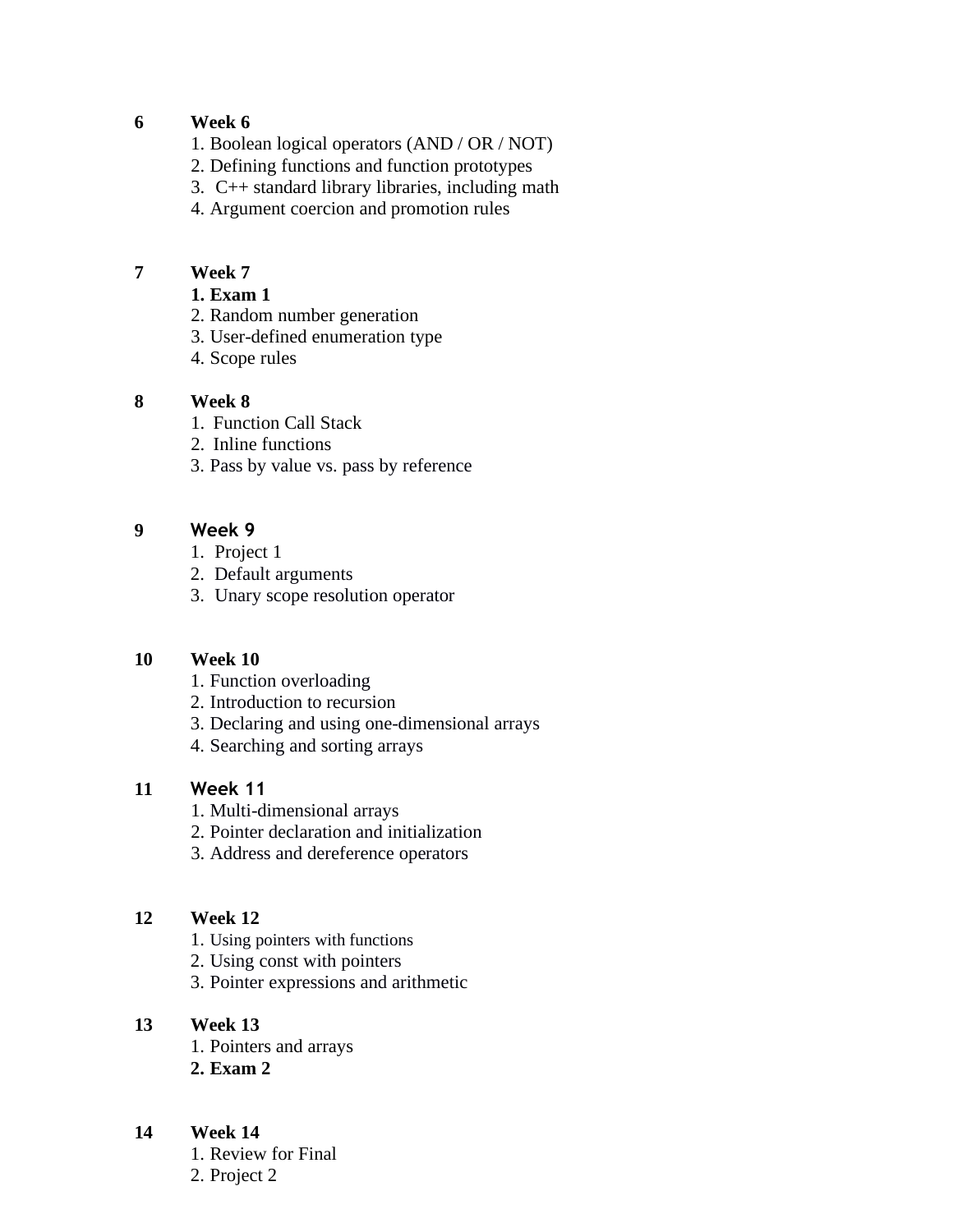**6** **Week 6**

1. Boolean logical operators (AND / OR / NOT)
2. Defining functions and function prototypes
3. C++ standard library libraries, including math
4. Argument coercion and promotion rules

**7** **Week 7**

1. **Exam 1**
2. Random number generation
3. User-defined enumeration type
4. Scope rules

**8** **Week 8**

1. Function Call Stack
2. Inline functions
3. Pass by value vs. pass by reference

**9** **Week 9**

1. Project 1
2. Default arguments
3. Unary scope resolution operator

**10** **Week 10**

1. Function overloading
2. Introduction to recursion
3. Declaring and using one-dimensional arrays
4. Searching and sorting arrays

**11** **Week 11**

1. Multi-dimensional arrays
2. Pointer declaration and initialization
3. Address and dereference operators

**12** **Week 12**

1. Using pointers with functions
2. Using const with pointers
3. Pointer expressions and arithmetic

**13** **Week 13**

1. Pointers and arrays
2. **Exam 2**

**14** **Week 14**

1. Review for Final
2. Project 2